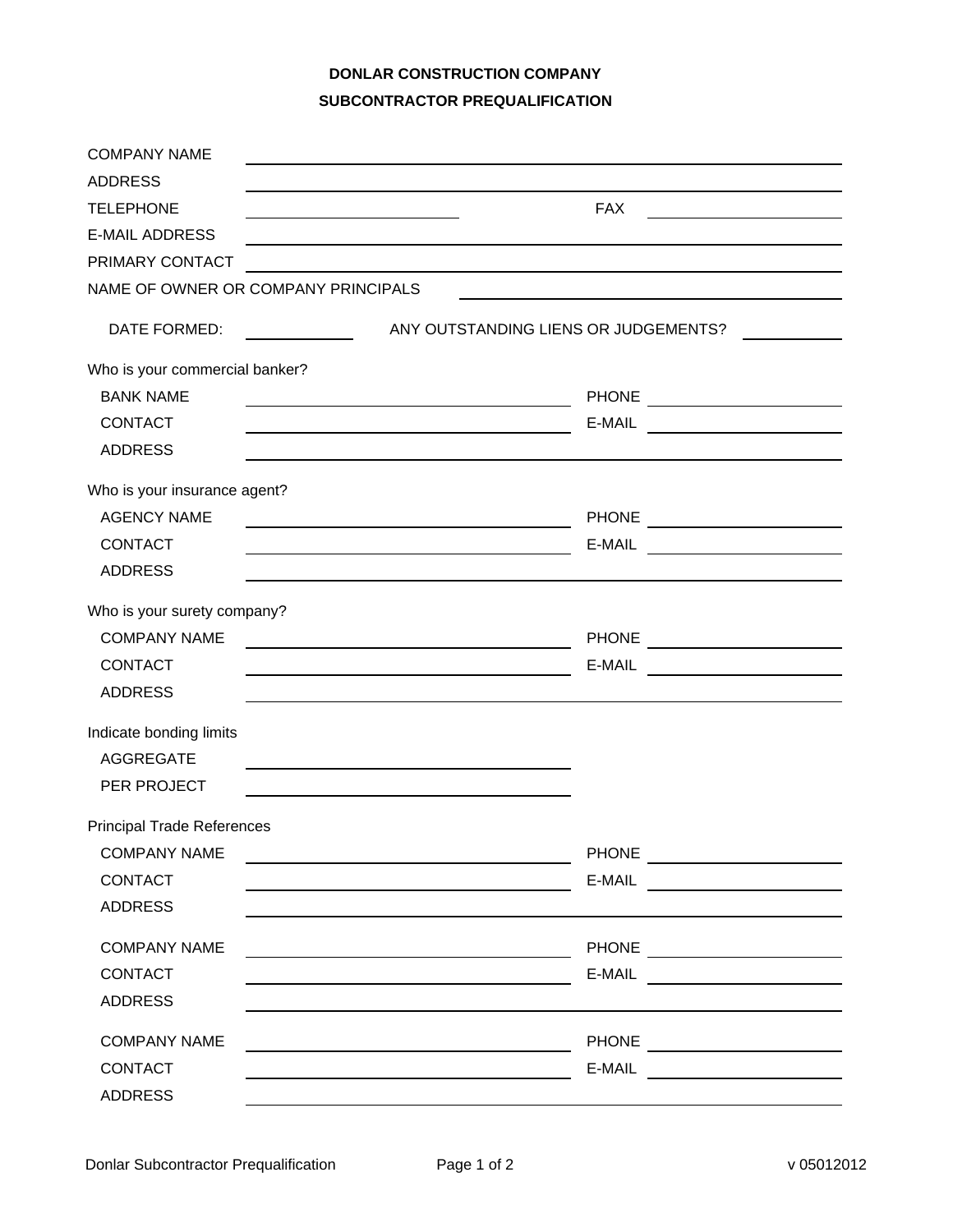# DONLAR CONSTRUCTION COMPANY

## SUBCONTRACTOR PREQUALIFICATION

COMPANY NAME ______________________________

ADDRESS ______________________________

TELEPHONE ______________ FAX ______________

E-MAIL ADDRESS ______________________________

PRIMARY CONTACT ______________________________

NAME OF OWNER OR COMPANY PRINCIPALS ______________________________

DATE FORMED: __________ ANY OUTSTANDING LIENS OR JUDGEMENTS? __________

Who is your commercial banker?

BANK NAME ______________ PHONE ______________

CONTACT ______________ E-MAIL ______________

ADDRESS ______________________________

Who is your insurance agent?

AGENCY NAME ______________ PHONE ______________

CONTACT ______________ E-MAIL ______________

ADDRESS ______________________________

Who is your surety company?

COMPANY NAME ______________ PHONE ______________

CONTACT ______________ E-MAIL ______________

ADDRESS ______________________________

Indicate bonding limits

AGGREGATE ______________

PER PROJECT ______________

Principal Trade References

COMPANY NAME ______________ PHONE ______________

CONTACT ______________ E-MAIL ______________

ADDRESS ______________________________

COMPANY NAME ______________ PHONE ______________

CONTACT ______________ E-MAIL ______________

ADDRESS ______________________________

COMPANY NAME ______________ PHONE ______________

CONTACT ______________ E-MAIL ______________

ADDRESS ______________________________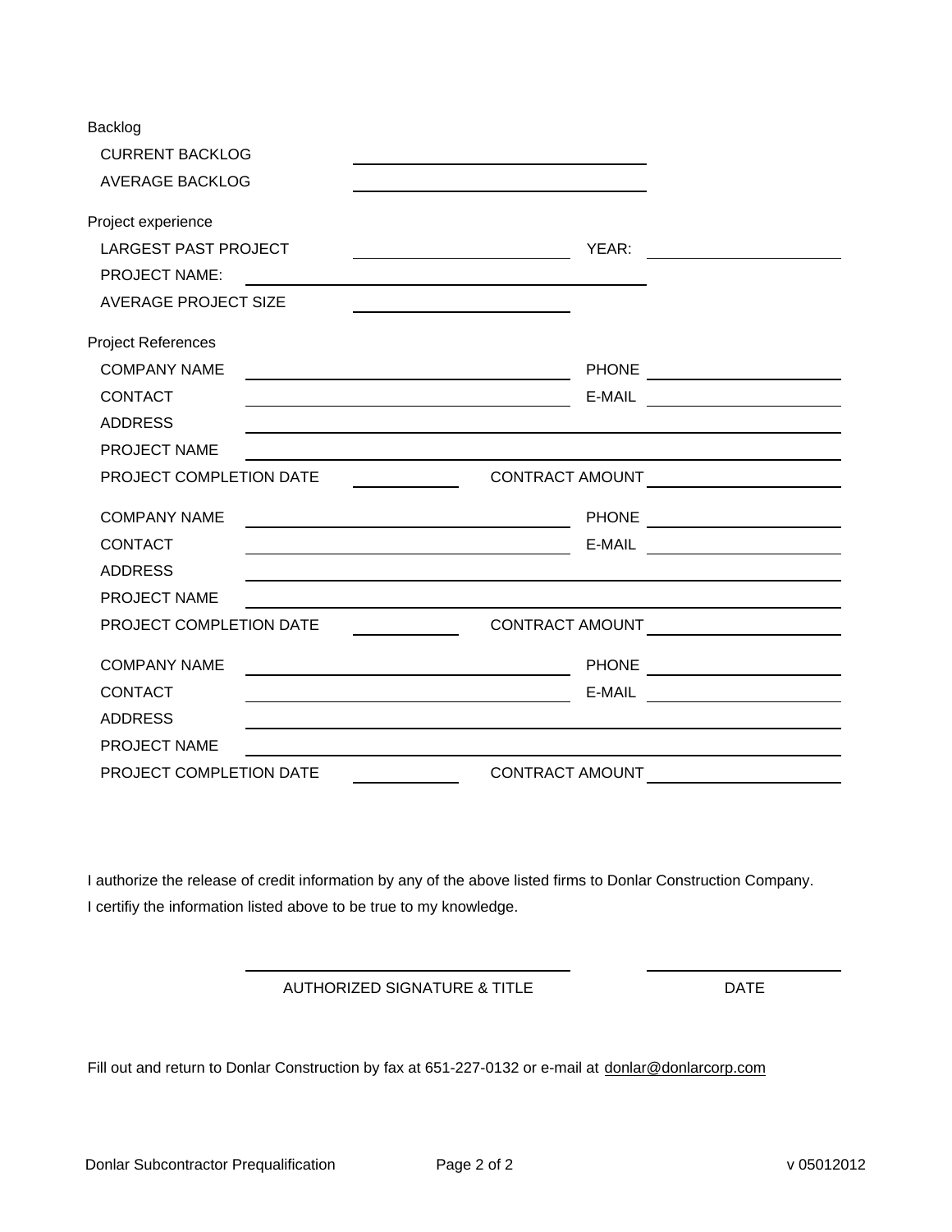Backlog

CURRENT BACKLOG ______________________

AVERAGE BACKLOG ______________________

Project experience

LARGEST PAST PROJECT ______________ YEAR: ______________

PROJECT NAME: ______________________

AVERAGE PROJECT SIZE ______________

Project References

COMPANY NAME ______________________ PHONE ______________

CONTACT ______________________ E-MAIL ______________

ADDRESS ______________________________________

PROJECT NAME ______________________________________

PROJECT COMPLETION DATE __________ CONTRACT AMOUNT ______________

COMPANY NAME ______________________ PHONE ______________

CONTACT ______________________ E-MAIL ______________

ADDRESS ______________________________________

PROJECT NAME ______________________________________

PROJECT COMPLETION DATE __________ CONTRACT AMOUNT ______________

COMPANY NAME ______________________ PHONE ______________

CONTACT ______________________ E-MAIL ______________

ADDRESS ______________________________________

PROJECT NAME ______________________________________

PROJECT COMPLETION DATE __________ CONTRACT AMOUNT ______________

I authorize the release of credit information by any of the above listed firms to Donlar Construction Company.
I certifiy the information listed above to be true to my knowledge.

______________________________ ______________

AUTHORIZED SIGNATURE & TITLE DATE

Fill out and return to Donlar Construction by fax at 651-227-0132 or e-mail at donlar@donlarcorp.com